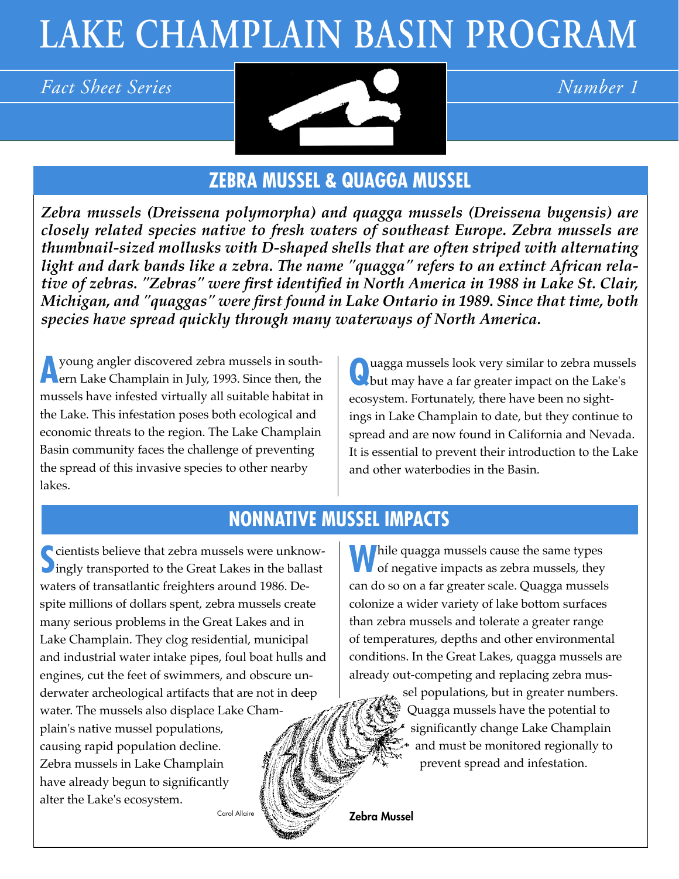# LAKE CHAMPLAIN BASIN PROGRAM

*Fact Sheet Series* *Number 1*

## ZEBRA MUSSEL & QUAGGA MUSSEL

***Zebra mussels (Dreissena polymorpha) and quagga mussels (Dreissena bugensis) are closely related species native to fresh waters of southeast Europe. Zebra mussels are thumbnail-sized mollusks with D-shaped shells that are often striped with alternating light and dark bands like a zebra. The name "quagga" refers to an extinct African relative of zebras. "Zebras" were first identified in North America in 1988 in Lake St. Clair, Michigan, and "quaggas" were first found in Lake Ontario in 1989. Since that time, both species have spread quickly through many waterways of North America.***

A young angler discovered zebra mussels in southern Lake Champlain in July, 1993. Since then, the mussels have infested virtually all suitable habitat in the Lake. This infestation poses both ecological and economic threats to the region. The Lake Champlain Basin community faces the challenge of preventing the spread of this invasive species to other nearby lakes.

Quagga mussels look very similar to zebra mussels but may have a far greater impact on the Lake's ecosystem. Fortunately, there have been no sightings in Lake Champlain to date, but they continue to spread and are now found in California and Nevada. It is essential to prevent their introduction to the Lake and other waterbodies in the Basin.

## NONNATIVE MUSSEL IMPACTS

Scientists believe that zebra mussels were unknowingly transported to the Great Lakes in the ballast waters of transatlantic freighters around 1986. Despite millions of dollars spent, zebra mussels create many serious problems in the Great Lakes and in Lake Champlain. They clog residential, municipal and industrial water intake pipes, foul boat hulls and engines, cut the feet of swimmers, and obscure underwater archeological artifacts that are not in deep water. The mussels also displace Lake Champlain's native mussel populations, causing rapid population decline. Zebra mussels in Lake Champlain have already begun to significantly alter the Lake's ecosystem.

While quagga mussels cause the same types of negative impacts as zebra mussels, they can do so on a far greater scale. Quagga mussels colonize a wider variety of lake bottom surfaces than zebra mussels and tolerate a greater range of temperatures, depths and other environmental conditions. In the Great Lakes, quagga mussels are already out-competing and replacing zebra mussel populations, but in greater numbers. Quagga mussels have the potential to significantly change Lake Champlain and must be monitored regionally to prevent spread and infestation.

Carol Allaire

**Zebra Mussel**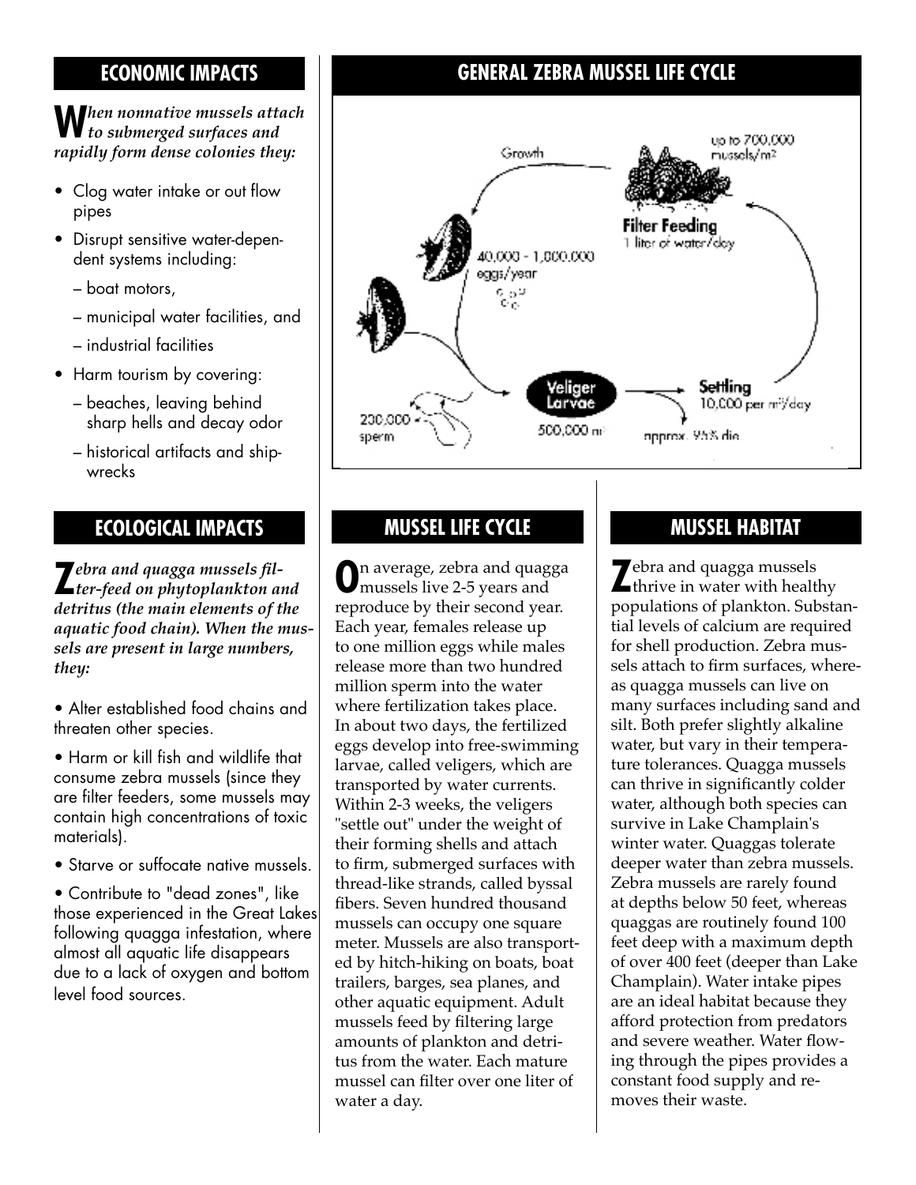## ECONOMIC IMPACTS

***When nonnative mussels attach to submerged surfaces and rapidly form dense colonies they:***

- Clog water intake or out flow pipes
- Disrupt sensitive water-dependent systems including:
  - – boat motors,
  - – municipal water facilities, and
  - – industrial facilities
- Harm tourism by covering:
  - – beaches, leaving behind sharp hells and decay odor
  - – historical artifacts and shipwrecks

## ECOLOGICAL IMPACTS

***Zebra and quagga mussels filter-feed on phytoplankton and detritus (the main elements of the aquatic food chain). When the mussels are present in large numbers, they:***

• Alter established food chains and threaten other species.

• Harm or kill fish and wildlife that consume zebra mussels (since they are filter feeders, some mussels may contain high concentrations of toxic materials).

• Starve or suffocate native mussels.

• Contribute to "dead zones", like those experienced in the Great Lakes following quagga infestation, where almost all aquatic life disappears due to a lack of oxygen and bottom level food sources.

## GENERAL ZEBRA MUSSEL LIFE CYCLE

Growth

up to 700,000 mussels/m²

Filter Feeding
1 liter of water/day

40,000 - 1,000,000 eggs/year

200,000 sperm

Veliger Larvae
500,000 m³

Settling
10,000 per m²/day

approx. 99% die

## MUSSEL LIFE CYCLE

On average, zebra and quagga mussels live 2-5 years and reproduce by their second year. Each year, females release up to one million eggs while males release more than two hundred million sperm into the water where fertilization takes place. In about two days, the fertilized eggs develop into free-swimming larvae, called veligers, which are transported by water currents. Within 2-3 weeks, the veligers "settle out" under the weight of their forming shells and attach to firm, submerged surfaces with thread-like strands, called byssal fibers. Seven hundred thousand mussels can occupy one square meter. Mussels are also transported by hitch-hiking on boats, boat trailers, barges, sea planes, and other aquatic equipment. Adult mussels feed by filtering large amounts of plankton and detritus from the water. Each mature mussel can filter over one liter of water a day.

## MUSSEL HABITAT

Zebra and quagga mussels thrive in water with healthy populations of plankton. Substantial levels of calcium are required for shell production. Zebra mussels attach to firm surfaces, whereas quagga mussels can live on many surfaces including sand and silt. Both prefer slightly alkaline water, but vary in their temperature tolerances. Quagga mussels can thrive in significantly colder water, although both species can survive in Lake Champlain's winter water. Quaggas tolerate deeper water than zebra mussels. Zebra mussels are rarely found at depths below 50 feet, whereas quaggas are routinely found 100 feet deep with a maximum depth of over 400 feet (deeper than Lake Champlain). Water intake pipes are an ideal habitat because they afford protection from predators and severe weather. Water flowing through the pipes provides a constant food supply and removes their waste.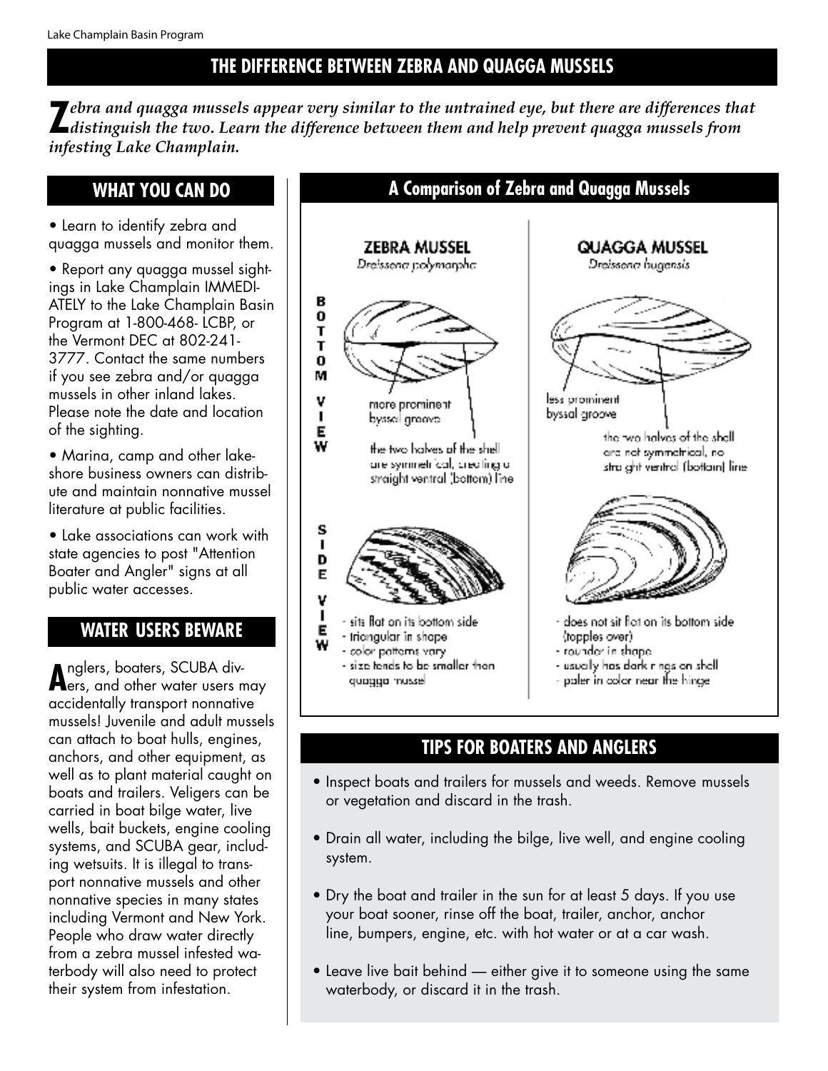## THE DIFFERENCE BETWEEN ZEBRA AND QUAGGA MUSSELS

*Zebra and quagga mussels appear very similar to the untrained eye, but there are differences that distinguish the two. Learn the difference between them and help prevent quagga mussels from infesting Lake Champlain.*

### WHAT YOU CAN DO

- Learn to identify zebra and quagga mussels and monitor them.
- Report any quagga mussel sightings in Lake Champlain IMMEDIATELY to the Lake Champlain Basin Program at 1-800-468- LCBP, or the Vermont DEC at 802-241-3777. Contact the same numbers if you see zebra and/or quagga mussels in other inland lakes. Please note the date and location of the sighting.
- Marina, camp and other lakeshore business owners can distribute and maintain nonnative mussel literature at public facilities.
- Lake associations can work with state agencies to post "Attention Boater and Angler" signs at all public water accesses.

### WATER USERS BEWARE

Anglers, boaters, SCUBA divers, and other water users may accidentally transport nonnative mussels! Juvenile and adult mussels can attach to boat hulls, engines, anchors, and other equipment, as well as to plant material caught on boats and trailers. Veligers can be carried in boat bilge water, live wells, bait buckets, engine cooling systems, and SCUBA gear, including wetsuits. It is illegal to transport nonnative mussels and other nonnative species in many states including Vermont and New York. People who draw water directly from a zebra mussel infested waterbody will also need to protect their system from infestation.

### A Comparison of Zebra and Quagga Mussels

| | ZEBRA MUSSEL *Dreissena polymorpha* | QUAGGA MUSSEL *Dreissena bugensis* |
|---|---|---|
| BOTTOM VIEW | more prominent byssal groove; the two halves of the shell are symmetrical, creating a straight ventral (bottom) line | less prominent byssal groove; the two halves of the shell are not symmetrical, no straight ventral (bottom) line |
| SIDE VIEW | - sits flat on its bottom side<br>- triangular in shape<br>- color patterns vary<br>- size tends to be smaller than quagga mussel | - does not sit flat on its bottom side (topples over)<br>- rounder in shape<br>- usually has dark rings on shell<br>- paler in color near the hinge |

### TIPS FOR BOATERS AND ANGLERS

- Inspect boats and trailers for mussels and weeds. Remove mussels or vegetation and discard in the trash.
- Drain all water, including the bilge, live well, and engine cooling system.
- Dry the boat and trailer in the sun for at least 5 days. If you use your boat sooner, rinse off the boat, trailer, anchor, anchor line, bumpers, engine, etc. with hot water or at a car wash.
- Leave live bait behind — either give it to someone using the same waterbody, or discard it in the trash.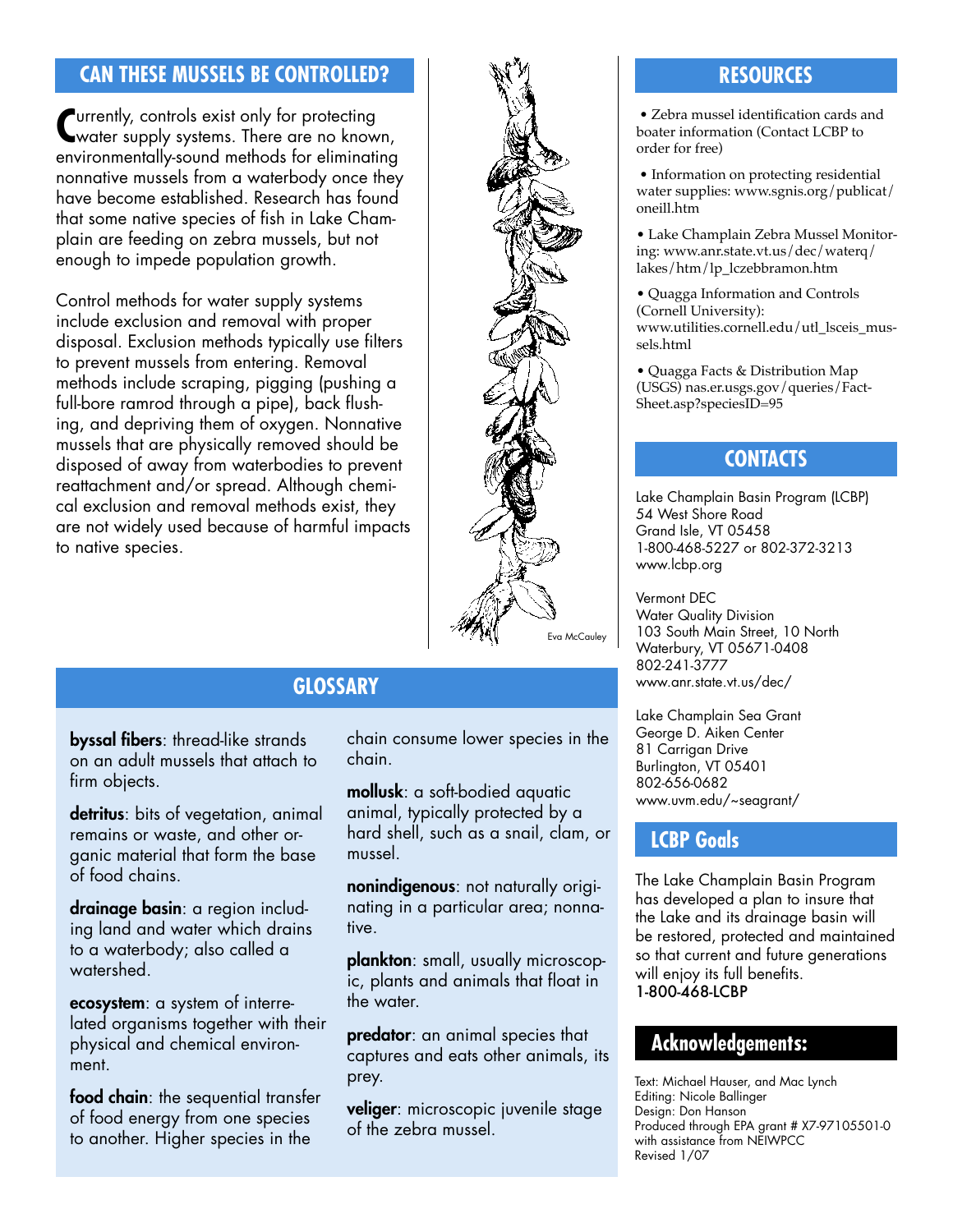## CAN THESE MUSSELS BE CONTROLLED?

Currently, controls exist only for protecting water supply systems. There are no known, environmentally-sound methods for eliminating nonnative mussels from a waterbody once they have become established. Research has found that some native species of fish in Lake Champlain are feeding on zebra mussels, but not enough to impede population growth.

Control methods for water supply systems include exclusion and removal with proper disposal. Exclusion methods typically use filters to prevent mussels from entering. Removal methods include scraping, pigging (pushing a full-bore ramrod through a pipe), back flushing, and depriving them of oxygen. Nonnative mussels that are physically removed should be disposed of away from waterbodies to prevent reattachment and/or spread. Although chemical exclusion and removal methods exist, they are not widely used because of harmful impacts to native species.

Eva McCauley

## GLOSSARY

**byssal fibers**: thread-like strands on an adult mussels that attach to firm objects.

**detritus**: bits of vegetation, animal remains or waste, and other organic material that form the base of food chains.

**drainage basin**: a region including land and water which drains to a waterbody; also called a watershed.

**ecosystem**: a system of interrelated organisms together with their physical and chemical environment.

**food chain**: the sequential transfer of food energy from one species to another. Higher species in the chain consume lower species in the chain.

**mollusk**: a soft-bodied aquatic animal, typically protected by a hard shell, such as a snail, clam, or mussel.

**nonindigenous**: not naturally originating in a particular area; nonnative.

**plankton**: small, usually microscopic, plants and animals that float in the water.

**predator**: an animal species that captures and eats other animals, its prey.

**veliger**: microscopic juvenile stage of the zebra mussel.

## RESOURCES

- Zebra mussel identification cards and boater information (Contact LCBP to order for free)
- Information on protecting residential water supplies: www.sgnis.org/publicat/oneill.htm
- Lake Champlain Zebra Mussel Monitoring: www.anr.state.vt.us/dec/waterq/lakes/htm/lp_lczebbramon.htm
- Quagga Information and Controls (Cornell University): www.utilities.cornell.edu/utl_lsceis_mussels.html
- Quagga Facts & Distribution Map (USGS) nas.er.usgs.gov/queries/FactSheet.asp?speciesID=95

## CONTACTS

Lake Champlain Basin Program (LCBP)
54 West Shore Road
Grand Isle, VT 05458
1-800-468-5227 or 802-372-3213
www.lcbp.org

Vermont DEC
Water Quality Division
103 South Main Street, 10 North
Waterbury, VT 05671-0408
802-241-3777
www.anr.state.vt.us/dec/

Lake Champlain Sea Grant
George D. Aiken Center
81 Carrigan Drive
Burlington, VT 05401
802-656-0682
www.uvm.edu/~seagrant/

## LCBP Goals

The Lake Champlain Basin Program has developed a plan to insure that the Lake and its drainage basin will be restored, protected and maintained so that current and future generations will enjoy its full benefits.
**1-800-468-LCBP**

## Acknowledgements:

Text: Michael Hauser, and Mac Lynch
Editing: Nicole Ballinger
Design: Don Hanson
Produced through EPA grant # X7-97105501-0 with assistance from NEIWPCC
Revised 1/07